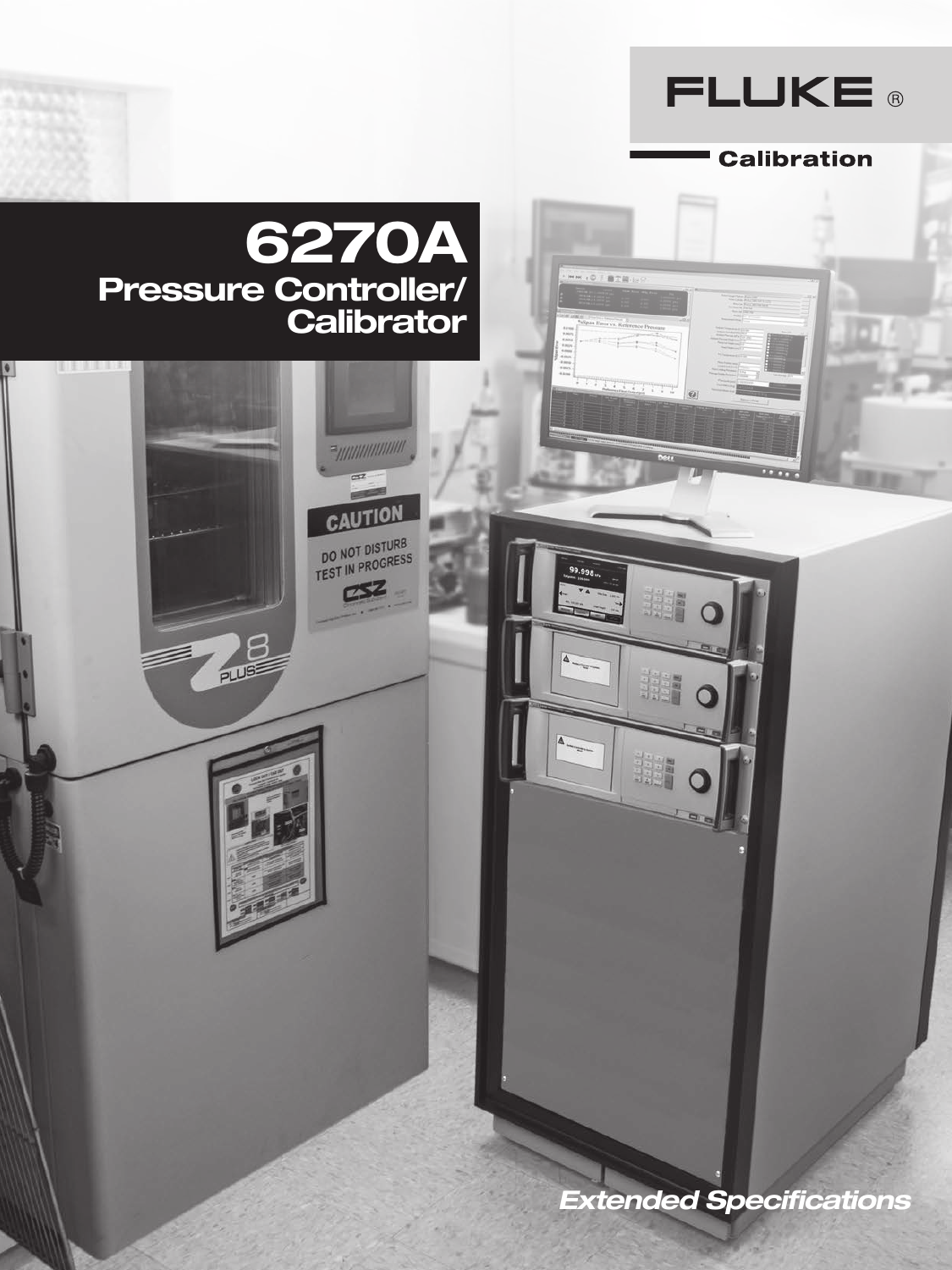FLUKE ®

Calibration

# 6270A

## Pressure Controller/ Calibrator

*Extended Specifications*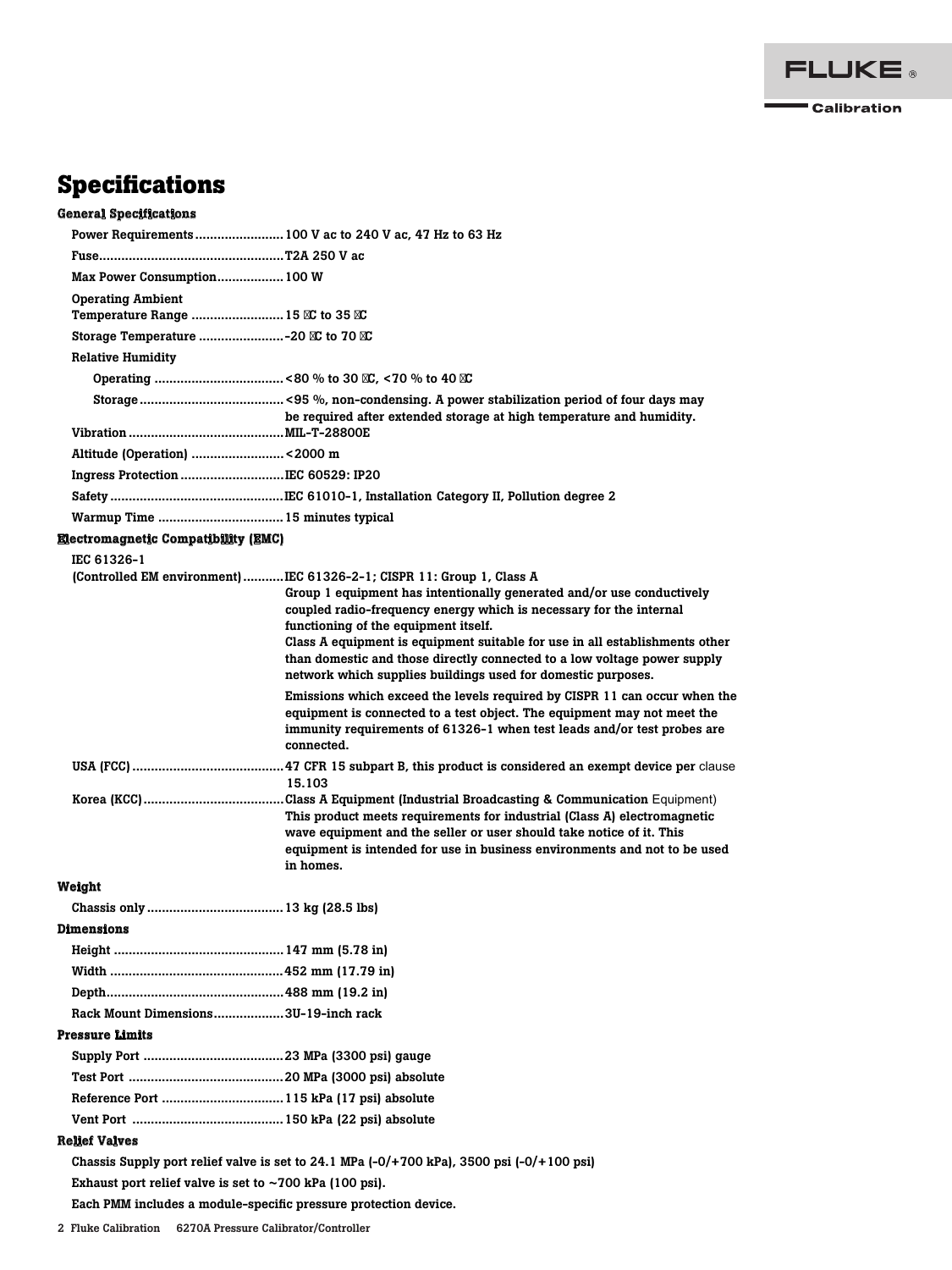# Specifications

## General Specifications

- Power Requirements: 100 V ac to 240 V ac, 47 Hz to 63 Hz
- Fuse: T2A 250 V ac
- Max Power Consumption: 100 W
- Operating Ambient Temperature Range: 15 °C to 35 °C
- Storage Temperature: -20 °C to 70 °C
- Relative Humidity
  - Operating: <80 % to 30 °C, <70 % to 40 °C
  - Storage: <95 %, non-condensing. A power stabilization period of four days may be required after extended storage at high temperature and humidity.
- Vibration: MIL-T-28800E
- Altitude (Operation): <2000 m
- Ingress Protection: IEC 60529: IP20
- Safety: IEC 61010-1, Installation Category II, Pollution degree 2
- Warmup Time: 15 minutes typical

## Electromagnetic Compatibility (EMC)

- IEC 61326-1 (Controlled EM environment): IEC 61326-2-1; CISPR 11: Group 1, Class A

  Group 1 equipment has intentionally generated and/or use conductively coupled radio-frequency energy which is necessary for the internal functioning of the equipment itself.

  Class A equipment is equipment suitable for use in all establishments other than domestic and those directly connected to a low voltage power supply network which supplies buildings used for domestic purposes.

  Emissions which exceed the levels required by CISPR 11 can occur when the equipment is connected to a test object. The equipment may not meet the immunity requirements of 61326-1 when test leads and/or test probes are connected.
- USA (FCC): 47 CFR 15 subpart B, this product is considered an exempt device per clause 15.103
- Korea (KCC): Class A Equipment (Industrial Broadcasting & Communication Equipment)

  This product meets requirements for industrial (Class A) electromagnetic wave equipment and the seller or user should take notice of it. This equipment is intended for use in business environments and not to be used in homes.

## Weight

- Chassis only: 13 kg (28.5 lbs)

## Dimensions

- Height: 147 mm (5.78 in)
- Width: 452 mm (17.79 in)
- Depth: 488 mm (19.2 in)
- Rack Mount Dimensions: 3U-19-inch rack

## Pressure Limits

- Supply Port: 23 MPa (3300 psi) gauge
- Test Port: 20 MPa (3000 psi) absolute
- Reference Port: 115 kPa (17 psi) absolute
- Vent Port: 150 kPa (22 psi) absolute

## Relief Valves

Chassis Supply port relief valve is set to 24.1 MPa (-0/+700 kPa), 3500 psi (-0/+100 psi)

Exhaust port relief valve is set to ~700 kPa (100 psi).

Each PMM includes a module-specific pressure protection device.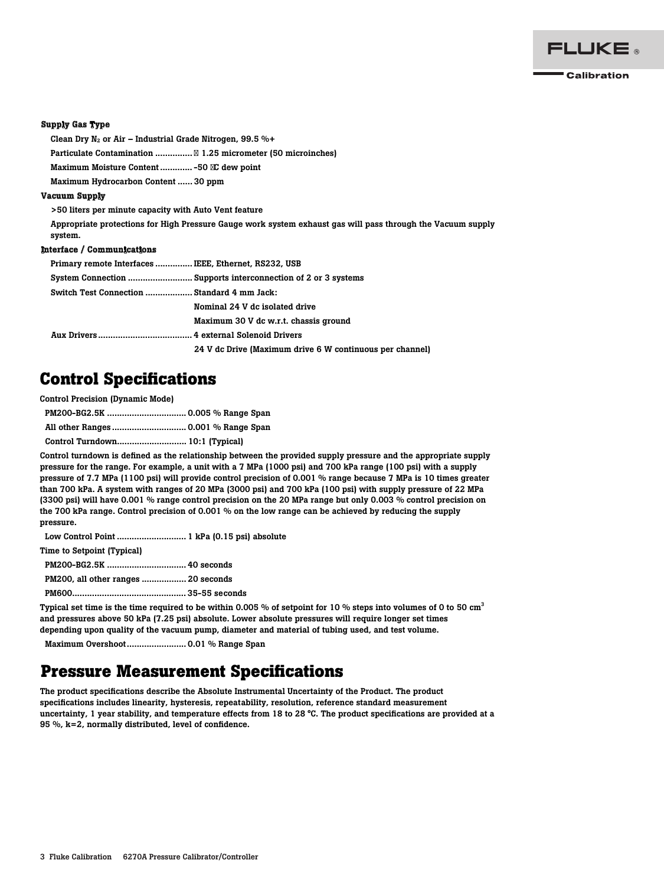**Supply Gas Type**

Clean Dry $N_2$ or Air – Industrial Grade Nitrogen, 99.5 %+

Particulate Contamination ............... ≤ 1.25 micrometer (50 microinches)

Maximum Moisture Content ............. -50 °C dew point

Maximum Hydrocarbon Content ...... 30 ppm

**Vacuum Supply**

>50 liters per minute capacity with Auto Vent feature

Appropriate protections for High Pressure Gauge work system exhaust gas will pass through the Vacuum supply system.

**Interface / Communications**

Primary remote Interfaces ............... IEEE, Ethernet, RS232, USB

System Connection .......................... Supports interconnection of 2 or 3 systems

Switch Test Connection ................... Standard 4 mm Jack:

Nominal 24 V dc isolated drive

Maximum 30 V dc w.r.t. chassis ground

Aux Drivers ...................................... 4 external Solenoid Drivers

24 V dc Drive (Maximum drive 6 W continuous per channel)

# Control Specifications

Control Precision (Dynamic Mode)

PM200-BG2.5K ................................ 0.005 % Range Span

All other Ranges .............................. 0.001 % Range Span

Control Turndown............................ 10:1 (Typical)

Control turndown is defined as the relationship between the provided supply pressure and the appropriate supply pressure for the range. For example, a unit with a 7 MPa (1000 psi) and 700 kPa range (100 psi) with a supply pressure of 7.7 MPa (1100 psi) will provide control precision of 0.001 % range because 7 MPa is 10 times greater than 700 kPa. A system with ranges of 20 MPa (3000 psi) and 700 kPa (100 psi) with supply pressure of 22 MPa (3300 psi) will have 0.001 % range control precision on the 20 MPa range but only 0.003 % control precision on the 700 kPa range. Control precision of 0.001 % on the low range can be achieved by reducing the supply pressure.

Low Control Point ............................ 1 kPa (0.15 psi) absolute

Time to Setpoint (Typical)

PM200-BG2.5K ................................ 40 seconds

PM200, all other ranges .................. 20 seconds

PM600............................................. 35-55 seconds

Typical set time is the time required to be within 0.005 % of setpoint for 10 % steps into volumes of 0 to 50 $cm^3$ and pressures above 50 kPa (7.25 psi) absolute. Lower absolute pressures will require longer set times depending upon quality of the vacuum pump, diameter and material of tubing used, and test volume.

Maximum Overshoot ........................ 0.01 % Range Span

# Pressure Measurement Specifications

The product specifications describe the Absolute Instrumental Uncertainty of the Product. The product specifications includes linearity, hysteresis, repeatability, resolution, reference standard measurement uncertainty, 1 year stability, and temperature effects from 18 to 28 °C. The product specifications are provided at a 95 %, k=2, normally distributed, level of confidence.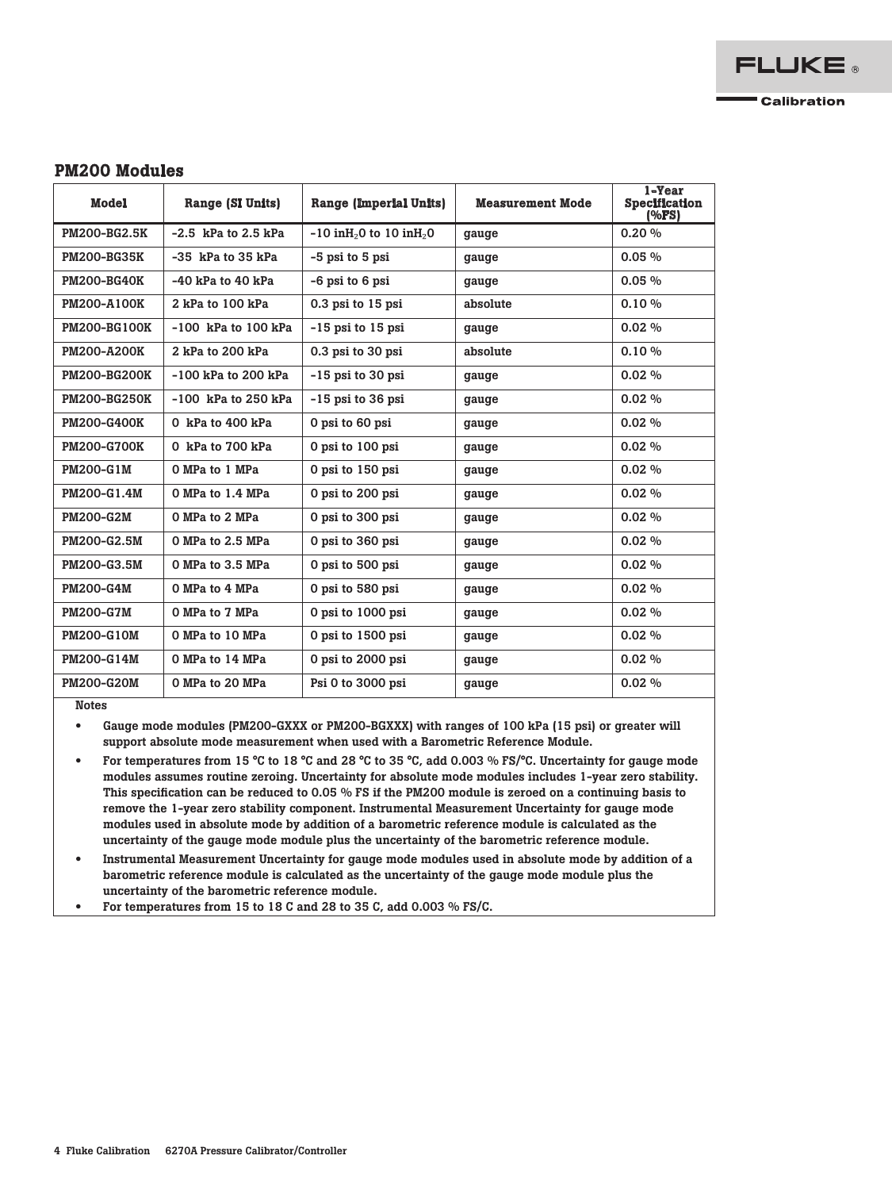## PM200 Modules

| Model | Range (SI Units) | Range (Imperial Units) | Measurement Mode | 1-Year Specification (%FS) |
|---|---|---|---|---|
| PM200-BG2.5K | -2.5 kPa to 2.5 kPa | -10 $inH_2O$ to 10 $inH_2O$ | gauge | 0.20 % |
| PM200-BG35K | -35 kPa to 35 kPa | -5 psi to 5 psi | gauge | 0.05 % |
| PM200-BG40K | -40 kPa to 40 kPa | -6 psi to 6 psi | gauge | 0.05 % |
| PM200-A100K | 2 kPa to 100 kPa | 0.3 psi to 15 psi | absolute | 0.10 % |
| PM200-BG100K | -100 kPa to 100 kPa | -15 psi to 15 psi | gauge | 0.02 % |
| PM200-A200K | 2 kPa to 200 kPa | 0.3 psi to 30 psi | absolute | 0.10 % |
| PM200-BG200K | -100 kPa to 200 kPa | -15 psi to 30 psi | gauge | 0.02 % |
| PM200-BG250K | -100 kPa to 250 kPa | -15 psi to 36 psi | gauge | 0.02 % |
| PM200-G400K | 0 kPa to 400 kPa | 0 psi to 60 psi | gauge | 0.02 % |
| PM200-G700K | 0 kPa to 700 kPa | 0 psi to 100 psi | gauge | 0.02 % |
| PM200-G1M | 0 MPa to 1 MPa | 0 psi to 150 psi | gauge | 0.02 % |
| PM200-G1.4M | 0 MPa to 1.4 MPa | 0 psi to 200 psi | gauge | 0.02 % |
| PM200-G2M | 0 MPa to 2 MPa | 0 psi to 300 psi | gauge | 0.02 % |
| PM200-G2.5M | 0 MPa to 2.5 MPa | 0 psi to 360 psi | gauge | 0.02 % |
| PM200-G3.5M | 0 MPa to 3.5 MPa | 0 psi to 500 psi | gauge | 0.02 % |
| PM200-G4M | 0 MPa to 4 MPa | 0 psi to 580 psi | gauge | 0.02 % |
| PM200-G7M | 0 MPa to 7 MPa | 0 psi to 1000 psi | gauge | 0.02 % |
| PM200-G10M | 0 MPa to 10 MPa | 0 psi to 1500 psi | gauge | 0.02 % |
| PM200-G14M | 0 MPa to 14 MPa | 0 psi to 2000 psi | gauge | 0.02 % |
| PM200-G20M | 0 MPa to 20 MPa | Psi 0 to 3000 psi | gauge | 0.02 % |

Notes

- Gauge mode modules (PM200-GXXX or PM200-BGXXX) with ranges of 100 kPa (15 psi) or greater will support absolute mode measurement when used with a Barometric Reference Module.
- For temperatures from 15 °C to 18 °C and 28 °C to 35 °C, add 0.003 % FS/°C. Uncertainty for gauge mode modules assumes routine zeroing. Uncertainty for absolute mode modules includes 1-year zero stability. This specification can be reduced to 0.05 % FS if the PM200 module is zeroed on a continuing basis to remove the 1-year zero stability component. Instrumental Measurement Uncertainty for gauge mode modules used in absolute mode by addition of a barometric reference module is calculated as the uncertainty of the gauge mode module plus the uncertainty of the barometric reference module.
- Instrumental Measurement Uncertainty for gauge mode modules used in absolute mode by addition of a barometric reference module is calculated as the uncertainty of the gauge mode module plus the uncertainty of the barometric reference module.
- For temperatures from 15 to 18 C and 28 to 35 C, add 0.003 % FS/C.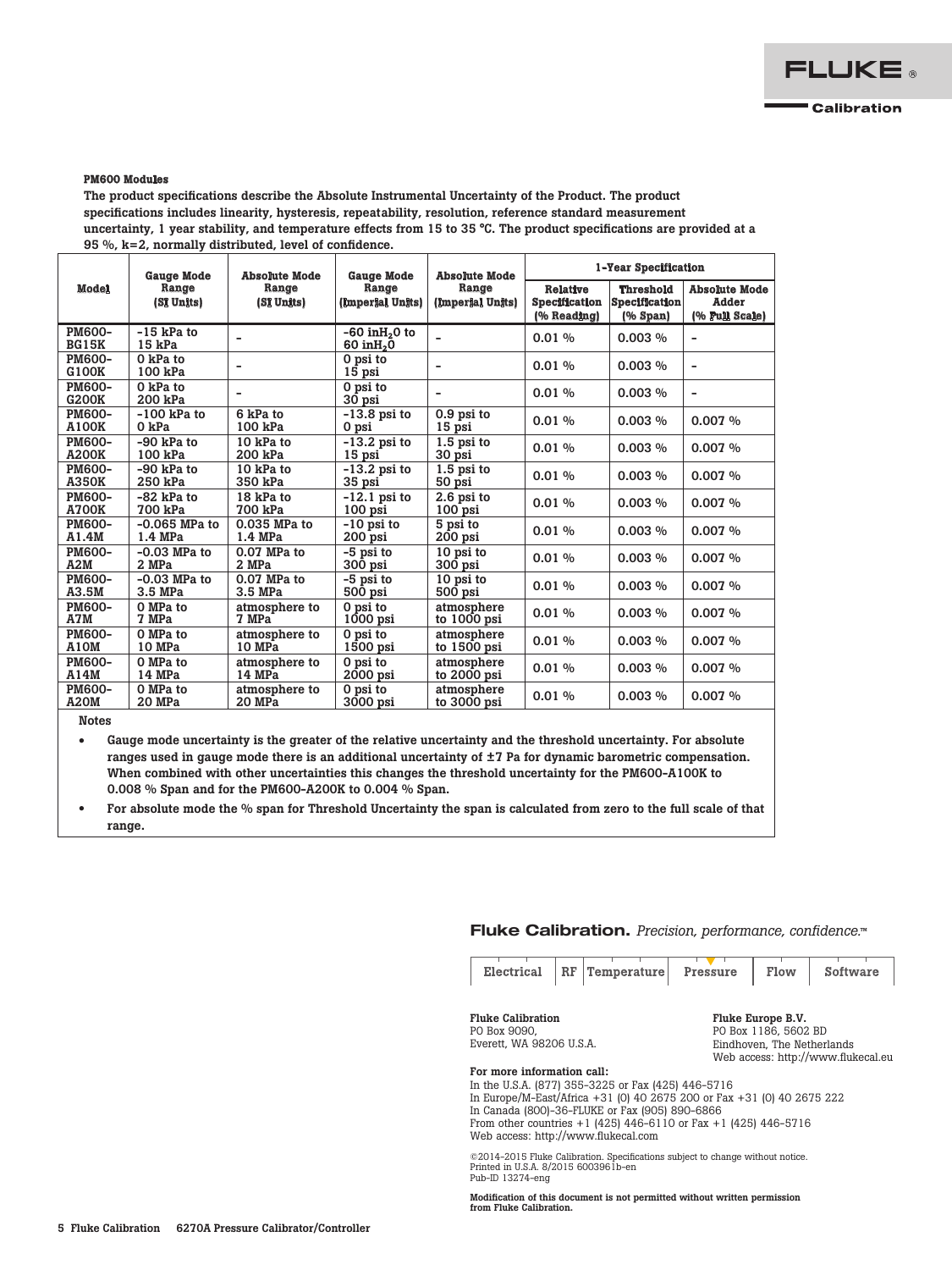**PM600 Modules**

**The product specifications describe the Absolute Instrumental Uncertainty of the Product. The product specifications includes linearity, hysteresis, repeatability, resolution, reference standard measurement uncertainty, 1 year stability, and temperature effects from 15 to 35 °C. The product specifications are provided at a 95 %, k=2, normally distributed, level of confidence.**

| Model | Gauge Mode Range (SI Units) | Absolute Mode Range (SI Units) | Gauge Mode Range (Imperial Units) | Absolute Mode Range (Imperial Units) | 1-Year Specification | | |
|---|---|---|---|---|---|---|---|
| | | | | | Relative Specification (% Reading) | Threshold Specification (% Span) | Absolute Mode Adder (% Full Scale) |
| PM600-BG15K | -15 kPa to 15 kPa | - | -60 $inH_2O$ to 60 $inH_2O$ | - | 0.01 % | 0.003 % | - |
| PM600-G100K | 0 kPa to 100 kPa | - | 0 psi to 15 psi | - | 0.01 % | 0.003 % | - |
| PM600-G200K | 0 kPa to 200 kPa | - | 0 psi to 30 psi | - | 0.01 % | 0.003 % | - |
| PM600-A100K | -100 kPa to 0 kPa | 6 kPa to 100 kPa | -13.8 psi to 0 psi | 0.9 psi to 15 psi | 0.01 % | 0.003 % | 0.007 % |
| PM600-A200K | -90 kPa to 100 kPa | 10 kPa to 200 kPa | -13.2 psi to 15 psi | 1.5 psi to 30 psi | 0.01 % | 0.003 % | 0.007 % |
| PM600-A350K | -90 kPa to 250 kPa | 10 kPa to 350 kPa | -13.2 psi to 35 psi | 1.5 psi to 50 psi | 0.01 % | 0.003 % | 0.007 % |
| PM600-A700K | -82 kPa to 700 kPa | 18 kPa to 700 kPa | -12.1 psi to 100 psi | 2.6 psi to 100 psi | 0.01 % | 0.003 % | 0.007 % |
| PM600-A1.4M | -0.065 MPa to 1.4 MPa | 0.035 MPa to 1.4 MPa | -10 psi to 200 psi | 5 psi to 200 psi | 0.01 % | 0.003 % | 0.007 % |
| PM600-A2M | -0.03 MPa to 2 MPa | 0.07 MPa to 2 MPa | -5 psi to 300 psi | 10 psi to 300 psi | 0.01 % | 0.003 % | 0.007 % |
| PM600-A3.5M | -0.03 MPa to 3.5 MPa | 0.07 MPa to 3.5 MPa | -5 psi to 500 psi | 10 psi to 500 psi | 0.01 % | 0.003 % | 0.007 % |
| PM600-A7M | 0 MPa to 7 MPa | atmosphere to 7 MPa | 0 psi to 1000 psi | atmosphere to 1000 psi | 0.01 % | 0.003 % | 0.007 % |
| PM600-A10M | 0 MPa to 10 MPa | atmosphere to 10 MPa | 0 psi to 1500 psi | atmosphere to 1500 psi | 0.01 % | 0.003 % | 0.007 % |
| PM600-A14M | 0 MPa to 14 MPa | atmosphere to 14 MPa | 0 psi to 2000 psi | atmosphere to 2000 psi | 0.01 % | 0.003 % | 0.007 % |
| PM600-A20M | 0 MPa to 20 MPa | atmosphere to 20 MPa | 0 psi to 3000 psi | atmosphere to 3000 psi | 0.01 % | 0.003 % | 0.007 % |

**Notes**

- **Gauge mode uncertainty is the greater of the relative uncertainty and the threshold uncertainty. For absolute ranges used in gauge mode there is an additional uncertainty of ±7 Pa for dynamic barometric compensation. When combined with other uncertainties this changes the threshold uncertainty for the PM600-A100K to 0.008 % Span and for the PM600-A200K to 0.004 % Span.**
- **For absolute mode the % span for Threshold Uncertainty the span is calculated from zero to the full scale of that range.**

**Fluke Calibration.** *Precision, performance, confidence.*™

Electrical | RF | Temperature | Pressure | Flow | Software

**Fluke Calibration**
PO Box 9090,
Everett, WA 98206 U.S.A.

**Fluke Europe B.V.**
PO Box 1186, 5602 BD
Eindhoven, The Netherlands
Web access: http://www.flukecal.eu

**For more information call:**
In the U.S.A. (877) 355-3225 or Fax (425) 446-5716
In Europe/M-East/Africa +31 (0) 40 2675 200 or Fax +31 (0) 40 2675 222
In Canada (800)-36-FLUKE or Fax (905) 890-6866
From other countries +1 (425) 446-6110 or Fax +1 (425) 446-5716
Web access: http://www.flukecal.com

©2014-2015 Fluke Calibration. Specifications subject to change without notice.
Printed in U.S.A. 8/2015 6003961b-en
Pub-ID 13274-eng

**Modification of this document is not permitted without written permission from Fluke Calibration.**